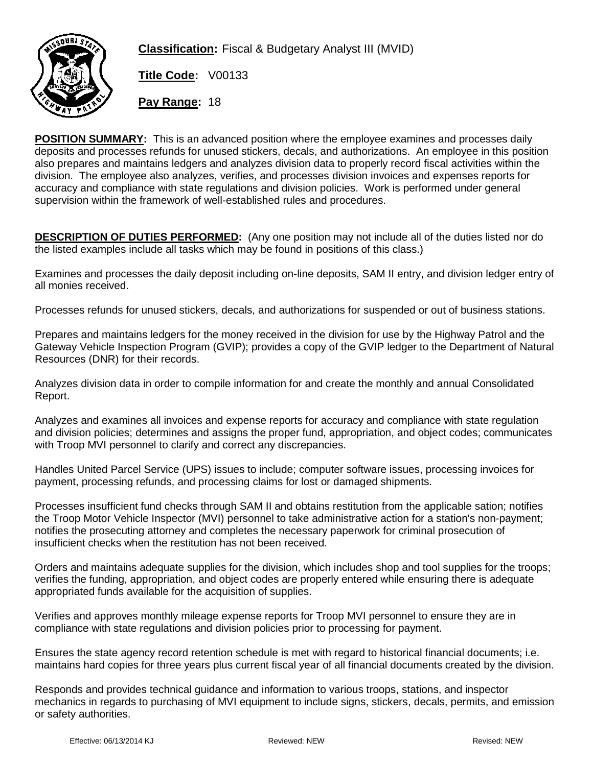**Classification:** Fiscal & Budgetary Analyst III (MVID)

**Title Code:** V00133

**Pay Range:** 18

**POSITION SUMMARY:** This is an advanced position where the employee examines and processes daily deposits and processes refunds for unused stickers, decals, and authorizations. An employee in this position also prepares and maintains ledgers and analyzes division data to properly record fiscal activities within the division. The employee also analyzes, verifies, and processes division invoices and expenses reports for accuracy and compliance with state regulations and division policies. Work is performed under general supervision within the framework of well-established rules and procedures.

**DESCRIPTION OF DUTIES PERFORMED:** (Any one position may not include all of the duties listed nor do the listed examples include all tasks which may be found in positions of this class.)

Examines and processes the daily deposit including on-line deposits, SAM II entry, and division ledger entry of all monies received.

Processes refunds for unused stickers, decals, and authorizations for suspended or out of business stations.

Prepares and maintains ledgers for the money received in the division for use by the Highway Patrol and the Gateway Vehicle Inspection Program (GVIP); provides a copy of the GVIP ledger to the Department of Natural Resources (DNR) for their records.

Analyzes division data in order to compile information for and create the monthly and annual Consolidated Report.

Analyzes and examines all invoices and expense reports for accuracy and compliance with state regulation and division policies; determines and assigns the proper fund, appropriation, and object codes; communicates with Troop MVI personnel to clarify and correct any discrepancies.

Handles United Parcel Service (UPS) issues to include; computer software issues, processing invoices for payment, processing refunds, and processing claims for lost or damaged shipments.

Processes insufficient fund checks through SAM II and obtains restitution from the applicable sation; notifies the Troop Motor Vehicle Inspector (MVI) personnel to take administrative action for a station's non-payment; notifies the prosecuting attorney and completes the necessary paperwork for criminal prosecution of insufficient checks when the restitution has not been received.

Orders and maintains adequate supplies for the division, which includes shop and tool supplies for the troops; verifies the funding, appropriation, and object codes are properly entered while ensuring there is adequate appropriated funds available for the acquisition of supplies.

Verifies and approves monthly mileage expense reports for Troop MVI personnel to ensure they are in compliance with state regulations and division policies prior to processing for payment.

Ensures the state agency record retention schedule is met with regard to historical financial documents; i.e. maintains hard copies for three years plus current fiscal year of all financial documents created by the division.

Responds and provides technical guidance and information to various troops, stations, and inspector mechanics in regards to purchasing of MVI equipment to include signs, stickers, decals, permits, and emission or safety authorities.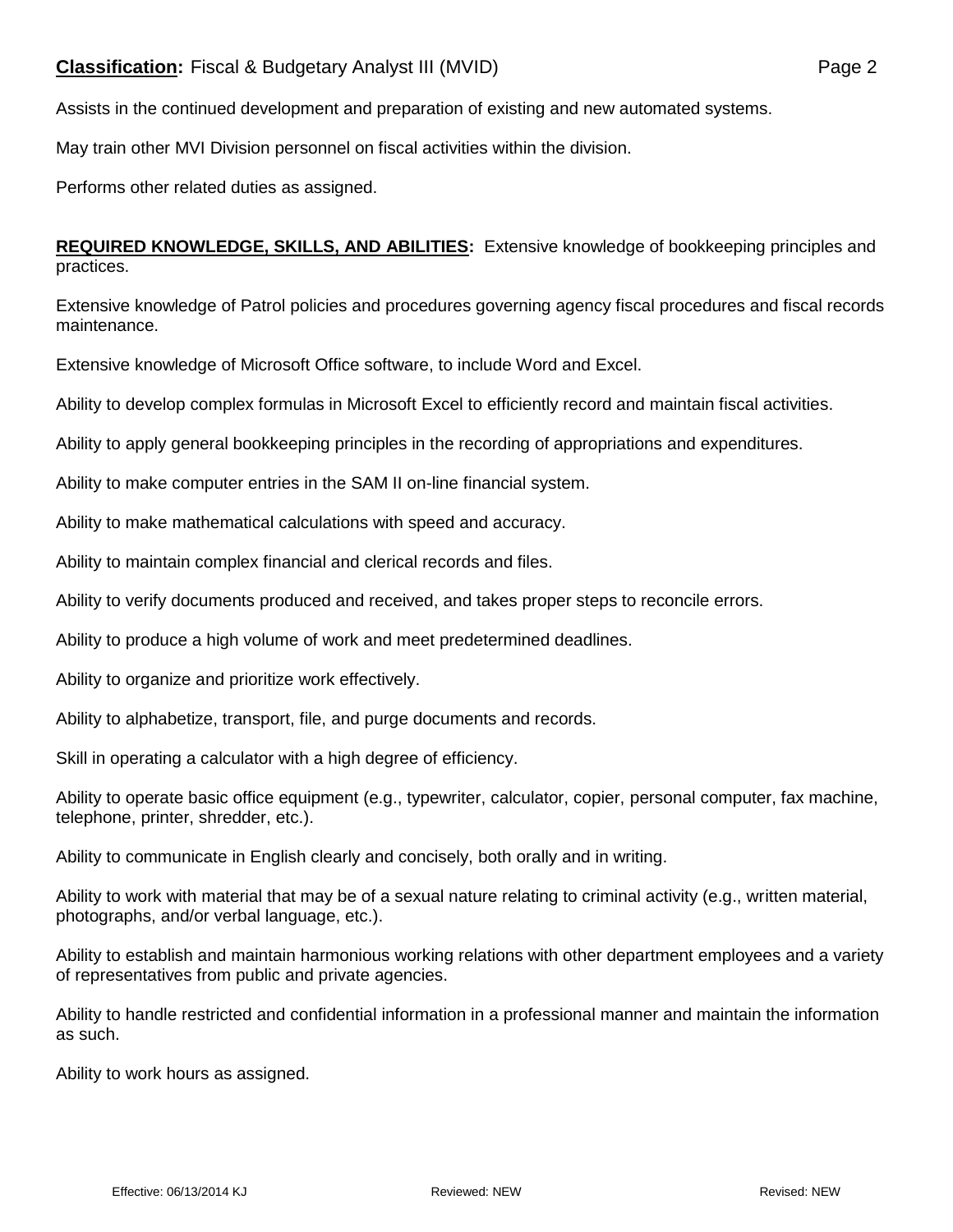Assists in the continued development and preparation of existing and new automated systems.

May train other MVI Division personnel on fiscal activities within the division.

Performs other related duties as assigned.

**REQUIRED KNOWLEDGE, SKILLS, AND ABILITIES:** Extensive knowledge of bookkeeping principles and practices.

Extensive knowledge of Patrol policies and procedures governing agency fiscal procedures and fiscal records maintenance.

Extensive knowledge of Microsoft Office software, to include Word and Excel.

Ability to develop complex formulas in Microsoft Excel to efficiently record and maintain fiscal activities.

Ability to apply general bookkeeping principles in the recording of appropriations and expenditures.

Ability to make computer entries in the SAM II on-line financial system.

Ability to make mathematical calculations with speed and accuracy.

Ability to maintain complex financial and clerical records and files.

Ability to verify documents produced and received, and takes proper steps to reconcile errors.

Ability to produce a high volume of work and meet predetermined deadlines.

Ability to organize and prioritize work effectively.

Ability to alphabetize, transport, file, and purge documents and records.

Skill in operating a calculator with a high degree of efficiency.

Ability to operate basic office equipment (e.g., typewriter, calculator, copier, personal computer, fax machine, telephone, printer, shredder, etc.).

Ability to communicate in English clearly and concisely, both orally and in writing.

Ability to work with material that may be of a sexual nature relating to criminal activity (e.g., written material, photographs, and/or verbal language, etc.).

Ability to establish and maintain harmonious working relations with other department employees and a variety of representatives from public and private agencies.

Ability to handle restricted and confidential information in a professional manner and maintain the information as such.

Ability to work hours as assigned.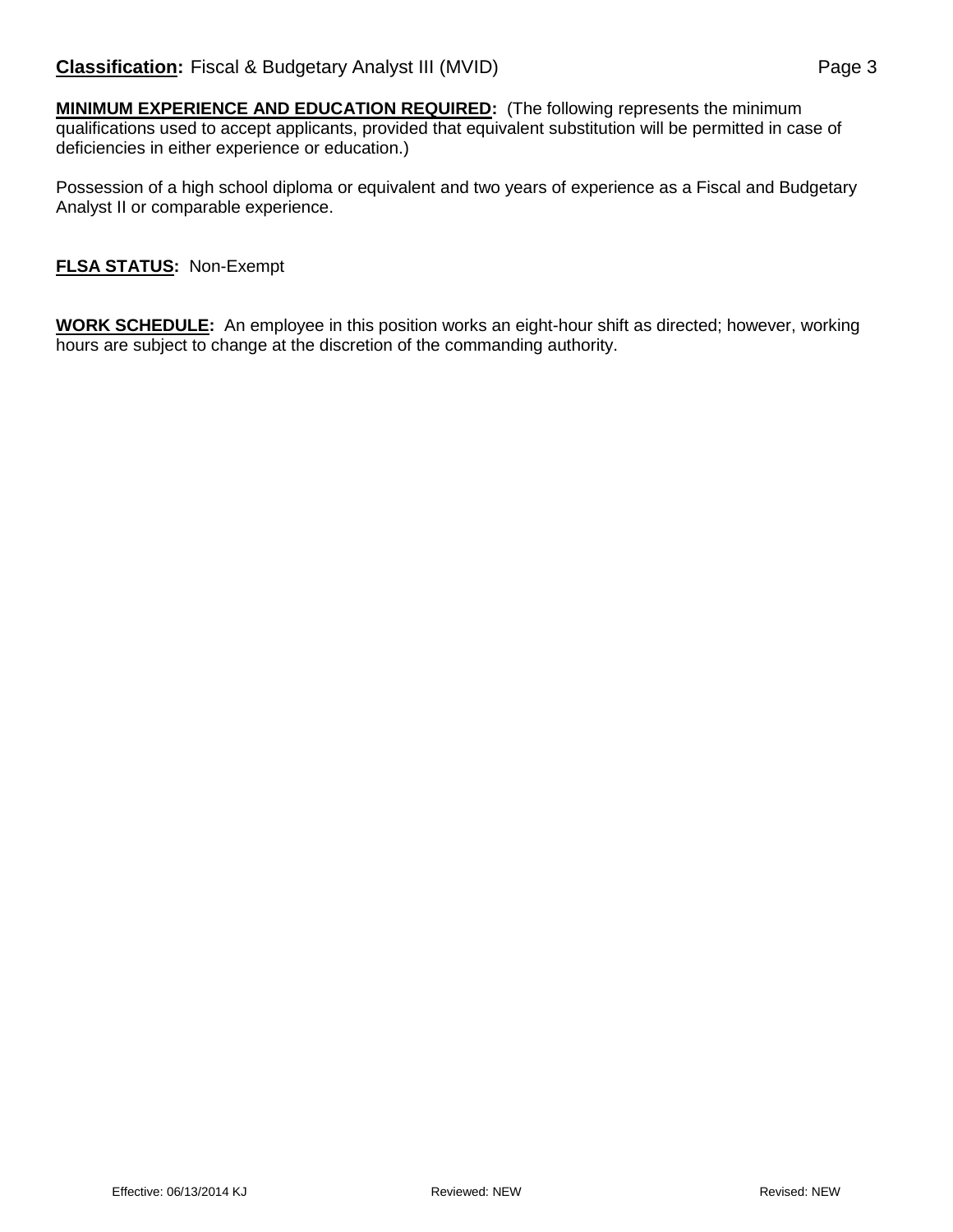**MINIMUM EXPERIENCE AND EDUCATION REQUIRED:** (The following represents the minimum qualifications used to accept applicants, provided that equivalent substitution will be permitted in case of deficiencies in either experience or education.)

Possession of a high school diploma or equivalent and two years of experience as a Fiscal and Budgetary Analyst II or comparable experience.

**FLSA STATUS:** Non-Exempt

**WORK SCHEDULE:** An employee in this position works an eight-hour shift as directed; however, working hours are subject to change at the discretion of the commanding authority.